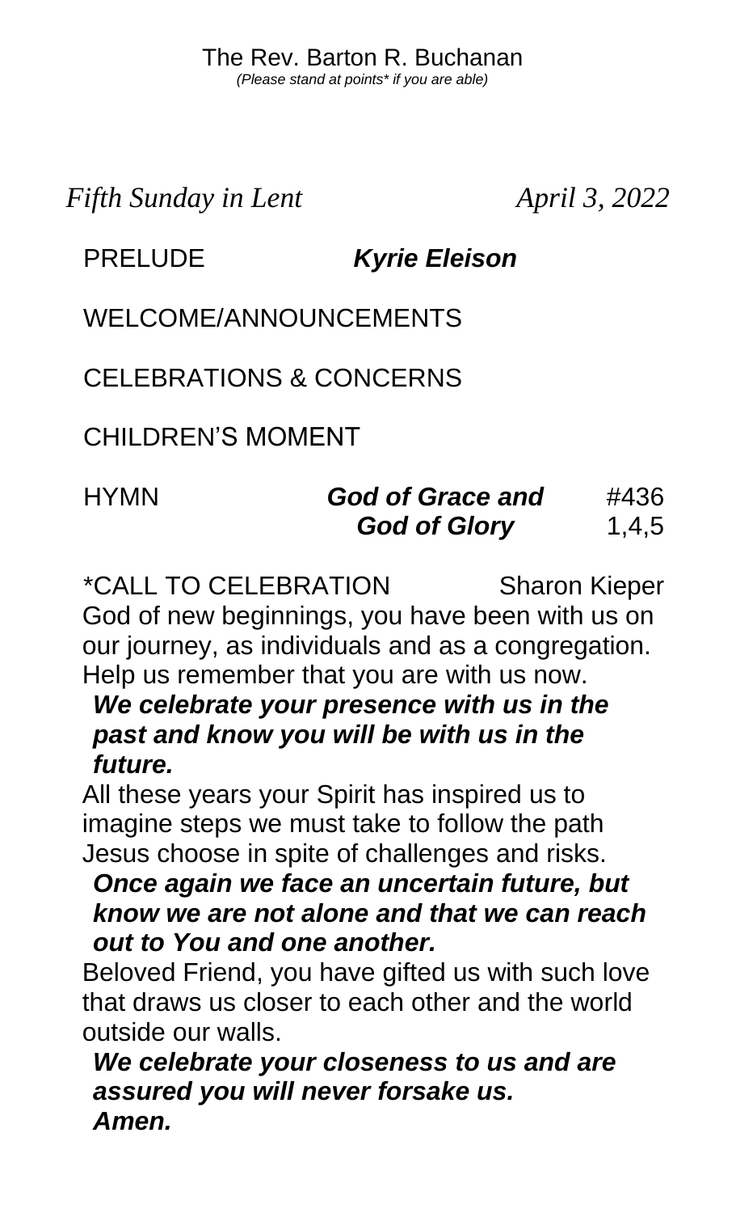The Rev. Barton R. Buchanan

*(Please stand at points* if you are able)*

*Fifth Sunday in Lent* *April 3, 2022*

PRELUDE ***Kyrie Eleison***

WELCOME/ANNOUNCEMENTS

CELEBRATIONS & CONCERNS

CHILDREN'S MOMENT

HYMN ***God of Grace and God of Glory*** #436 1,4,5

*CALL TO CELEBRATION Sharon Kieper

God of new beginnings, you have been with us on our journey, as individuals and as a congregation. Help us remember that you are with us now.

***We celebrate your presence with us in the past and know you will be with us in the future.***

All these years your Spirit has inspired us to imagine steps we must take to follow the path Jesus choose in spite of challenges and risks.

***Once again we face an uncertain future, but know we are not alone and that we can reach out to You and one another.***

Beloved Friend, you have gifted us with such love that draws us closer to each other and the world outside our walls.

***We celebrate your closeness to us and are assured you will never forsake us. Amen.***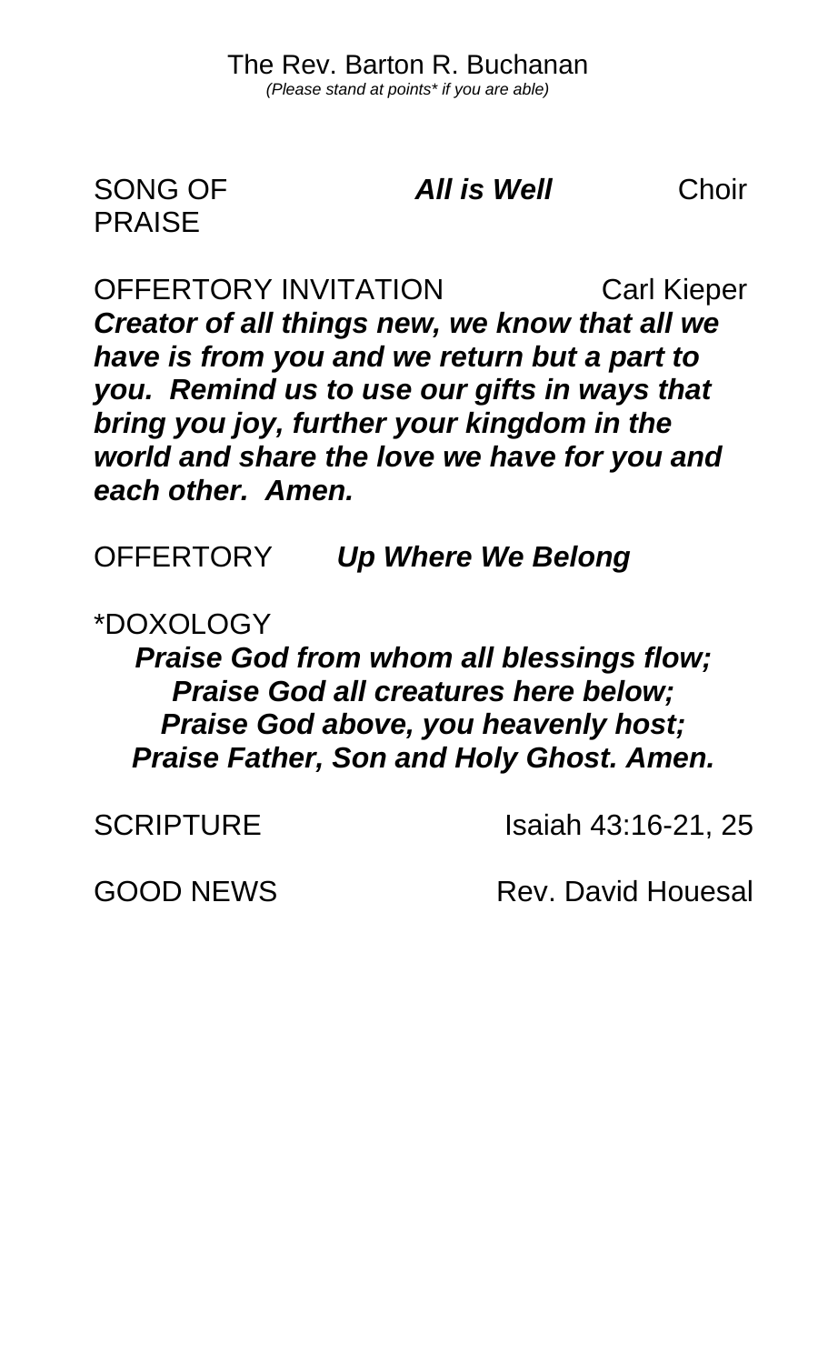The Rev. Barton R. Buchanan
*(Please stand at points* if you are able)*

SONG OF PRAISE    ***All is Well***    Choir

OFFERTORY INVITATION    Carl Kieper

***Creator of all things new, we know that all we have is from you and we return but a part to you. Remind us to use our gifts in ways that bring you joy, further your kingdom in the world and share the love we have for you and each other. Amen.***

OFFERTORY    ***Up Where We Belong***

*DOXOLOGY

***Praise God from whom all blessings flow;***
***Praise God all creatures here below;***
***Praise God above, you heavenly host;***
***Praise Father, Son and Holy Ghost. Amen.***

SCRIPTURE    Isaiah 43:16-21, 25

GOOD NEWS    Rev. David Houesal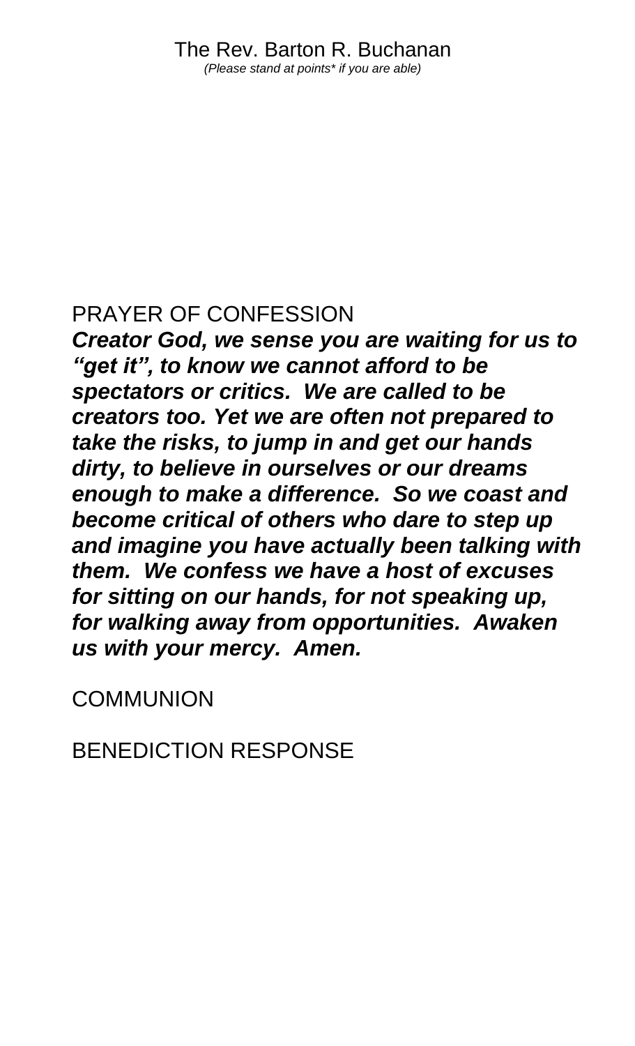The Rev. Barton R. Buchanan
*(Please stand at points* if you are able)*

PRAYER OF CONFESSION

***Creator God, we sense you are waiting for us to "get it", to know we cannot afford to be spectators or critics. We are called to be creators too. Yet we are often not prepared to take the risks, to jump in and get our hands dirty, to believe in ourselves or our dreams enough to make a difference. So we coast and become critical of others who dare to step up and imagine you have actually been talking with them. We confess we have a host of excuses for sitting on our hands, for not speaking up, for walking away from opportunities. Awaken us with your mercy. Amen.***

COMMUNION

BENEDICTION RESPONSE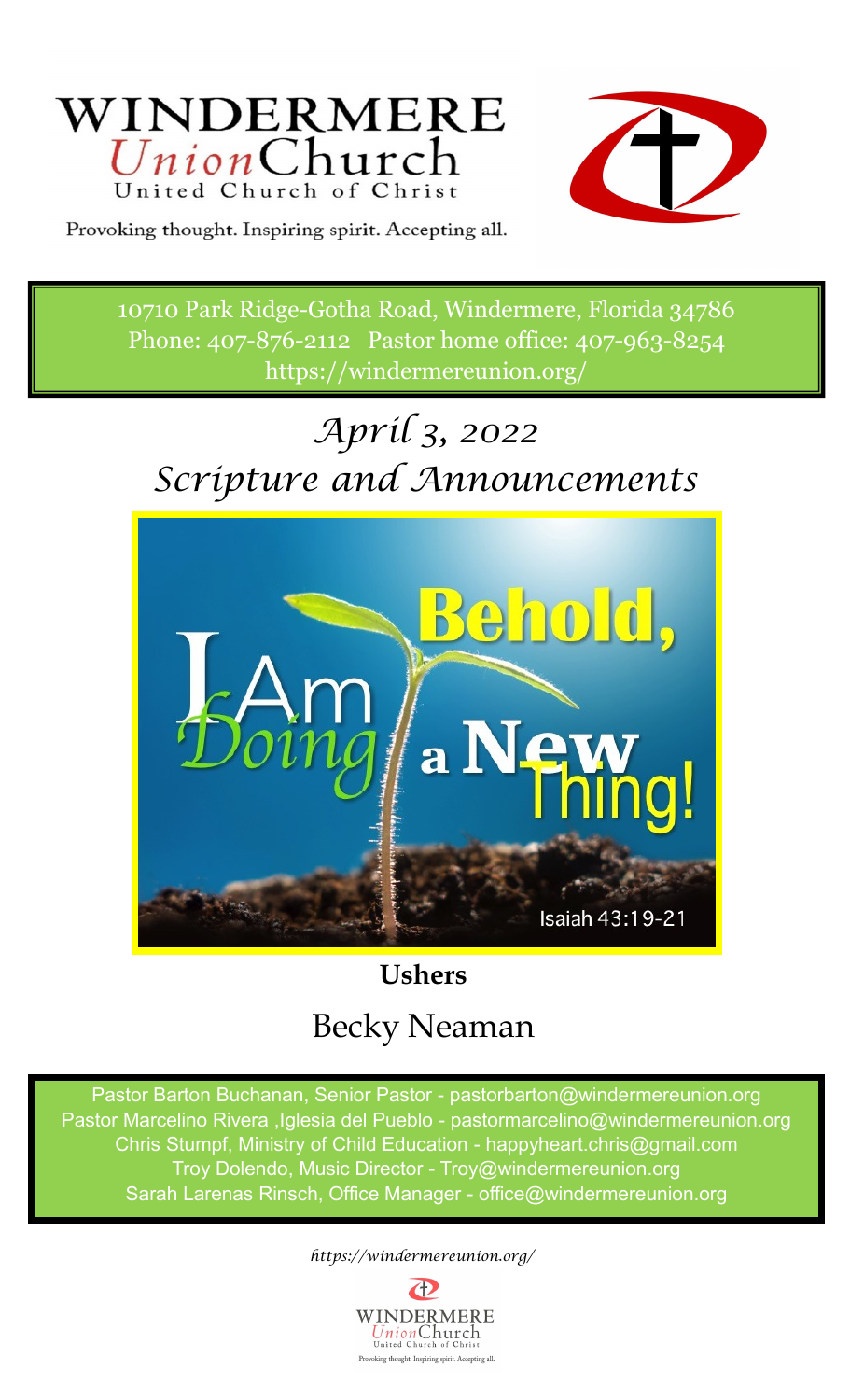# WINDERMERE *Union*Church

United Church of Christ

Provoking thought. Inspiring spirit. Accepting all.

10710 Park Ridge-Gotha Road, Windermere, Florida 34786
Phone: 407-876-2112 Pastor home office: 407-963-8254
https://windermereunion.org/

## *April 3, 2022*
## *Scripture and Announcements*

Behold, I Am Doing a New Thing!

Isaiah 43:19-21

**Ushers**

Becky Neaman

Pastor Barton Buchanan, Senior Pastor - pastorbarton@windermereunion.org
Pastor Marcelino Rivera ,Iglesia del Pueblo - pastormarcelino@windermereunion.org
Chris Stumpf, Ministry of Child Education - happyheart.chris@gmail.com
Troy Dolendo, Music Director - Troy@windermereunion.org
Sarah Larenas Rinsch, Office Manager - office@windermereunion.org

*https://windermereunion.org/*

WINDERMERE *Union*Church
United Church of Christ
Provoking thought. Inspiring spirit. Accepting all.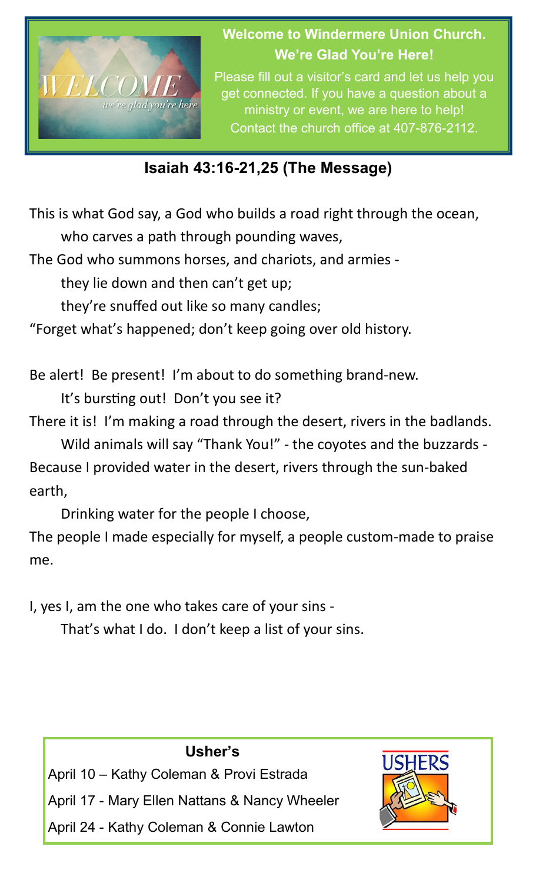**Welcome to Windermere Union Church. We're Glad You're Here!**

Please fill out a visitor's card and let us help you get connected. If you have a question about a ministry or event, we are here to help! Contact the church office at 407-876-2112.

## Isaiah 43:16-21,25 (The Message)

This is what God say, a God who builds a road right through the ocean,
 who carves a path through pounding waves,
The God who summons horses, and chariots, and armies -
 they lie down and then can't get up;
 they're snuffed out like so many candles;
"Forget what's happened; don't keep going over old history.

Be alert! Be present! I'm about to do something brand-new.
 It's bursting out! Don't you see it?
There it is! I'm making a road through the desert, rivers in the badlands.
 Wild animals will say "Thank You!" - the coyotes and the buzzards -
Because I provided water in the desert, rivers through the sun-baked earth,
 Drinking water for the people I choose,
The people I made especially for myself, a people custom-made to praise me.

I, yes I, am the one who takes care of your sins -
 That's what I do. I don't keep a list of your sins.

**Usher's**

April 10 – Kathy Coleman & Provi Estrada

April 17 - Mary Ellen Nattans & Nancy Wheeler

April 24 - Kathy Coleman & Connie Lawton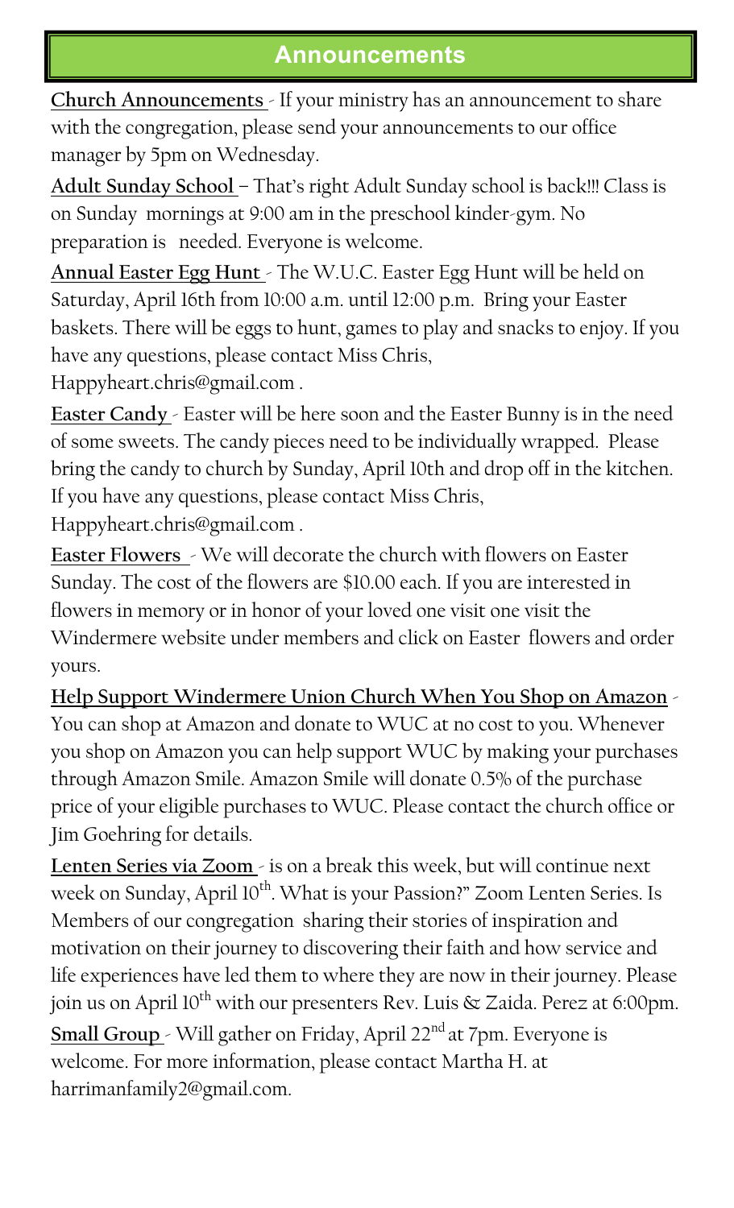## Announcements

**Church Announcements** - If your ministry has an announcement to share with the congregation, please send your announcements to our office manager by 5pm on Wednesday.

**Adult Sunday School** – That's right Adult Sunday school is back!!! Class is on Sunday mornings at 9:00 am in the preschool kinder-gym. No preparation is needed. Everyone is welcome.

**Annual Easter Egg Hunt** - The W.U.C. Easter Egg Hunt will be held on Saturday, April 16th from 10:00 a.m. until 12:00 p.m. Bring your Easter baskets. There will be eggs to hunt, games to play and snacks to enjoy. If you have any questions, please contact Miss Chris, Happyheart.chris@gmail.com .

**Easter Candy** - Easter will be here soon and the Easter Bunny is in the need of some sweets. The candy pieces need to be individually wrapped. Please bring the candy to church by Sunday, April 10th and drop off in the kitchen. If you have any questions, please contact Miss Chris, Happyheart.chris@gmail.com .

**Easter Flowers** - We will decorate the church with flowers on Easter Sunday. The cost of the flowers are $10.00 each. If you are interested in flowers in memory or in honor of your loved one visit one visit the Windermere website under members and click on Easter flowers and order yours.

**Help Support Windermere Union Church When You Shop on Amazon** - You can shop at Amazon and donate to WUC at no cost to you. Whenever you shop on Amazon you can help support WUC by making your purchases through Amazon Smile. Amazon Smile will donate 0.5% of the purchase price of your eligible purchases to WUC. Please contact the church office or Jim Goehring for details.

**Lenten Series via Zoom** - is on a break this week, but will continue next week on Sunday, April 10th. What is your Passion?" Zoom Lenten Series. Is Members of our congregation sharing their stories of inspiration and motivation on their journey to discovering their faith and how service and life experiences have led them to where they are now in their journey. Please join us on April 10th with our presenters Rev. Luis & Zaida. Perez at 6:00pm.

**Small Group** - Will gather on Friday, April 22nd at 7pm. Everyone is welcome. For more information, please contact Martha H. at harrimanfamily2@gmail.com.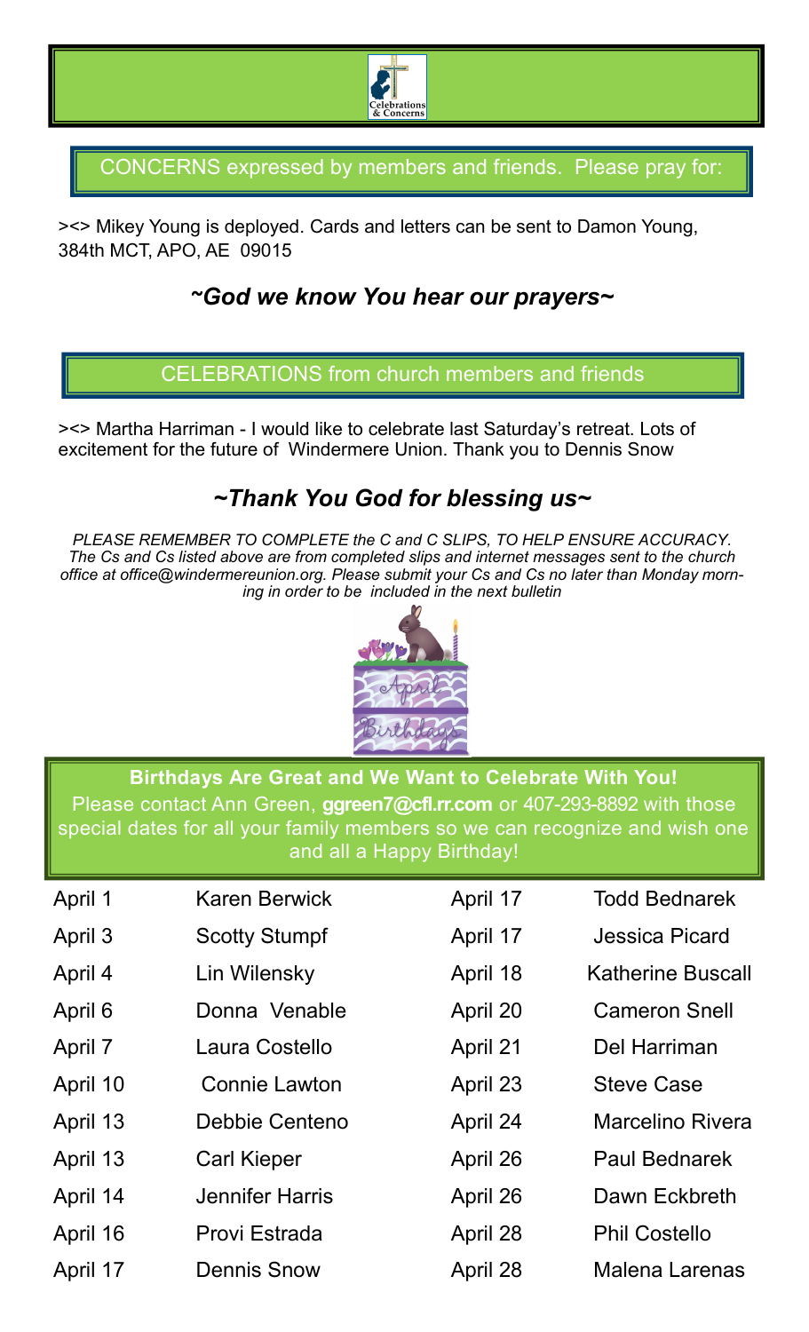## CONCERNS expressed by members and friends. Please pray for:

><> Mikey Young is deployed. Cards and letters can be sent to Damon Young, 384th MCT, APO, AE 09015

### *~God we know You hear our prayers~*

## CELEBRATIONS from church members and friends

><> Martha Harriman - I would like to celebrate last Saturday's retreat. Lots of excitement for the future of Windermere Union. Thank you to Dennis Snow

### *~Thank You God for blessing us~*

*PLEASE REMEMBER TO COMPLETE the C and C SLIPS, TO HELP ENSURE ACCURACY. The Cs and Cs listed above are from completed slips and internet messages sent to the church office at office@windermereunion.org. Please submit your Cs and Cs no later than Monday morning in order to be included in the next bulletin*

**Birthdays Are Great and We Want to Celebrate With You!**
Please contact Ann Green, **ggreen7@cfl.rr.com** or 407-293-8892 with those special dates for all your family members so we can recognize and wish one and all a Happy Birthday!

| | | | |
|---|---|---|---|
| April 1 | Karen Berwick | April 17 | Todd Bednarek |
| April 3 | Scotty Stumpf | April 17 | Jessica Picard |
| April 4 | Lin Wilensky | April 18 | Katherine Buscall |
| April 6 | Donna Venable | April 20 | Cameron Snell |
| April 7 | Laura Costello | April 21 | Del Harriman |
| April 10 | Connie Lawton | April 23 | Steve Case |
| April 13 | Debbie Centeno | April 24 | Marcelino Rivera |
| April 13 | Carl Kieper | April 26 | Paul Bednarek |
| April 14 | Jennifer Harris | April 26 | Dawn Eckbreth |
| April 16 | Provi Estrada | April 28 | Phil Costello |
| April 17 | Dennis Snow | April 28 | Malena Larenas |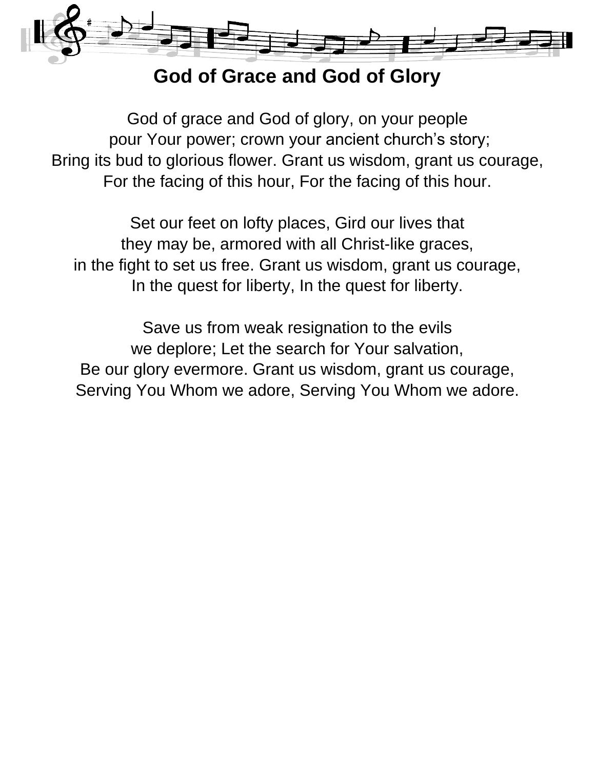# God of Grace and God of Glory

God of grace and God of glory, on your people
pour Your power; crown your ancient church's story;
Bring its bud to glorious flower. Grant us wisdom, grant us courage,
For the facing of this hour, For the facing of this hour.

Set our feet on lofty places, Gird our lives that
they may be, armored with all Christ-like graces,
in the fight to set us free. Grant us wisdom, grant us courage,
In the quest for liberty, In the quest for liberty.

Save us from weak resignation to the evils
we deplore; Let the search for Your salvation,
Be our glory evermore. Grant us wisdom, grant us courage,
Serving You Whom we adore, Serving You Whom we adore.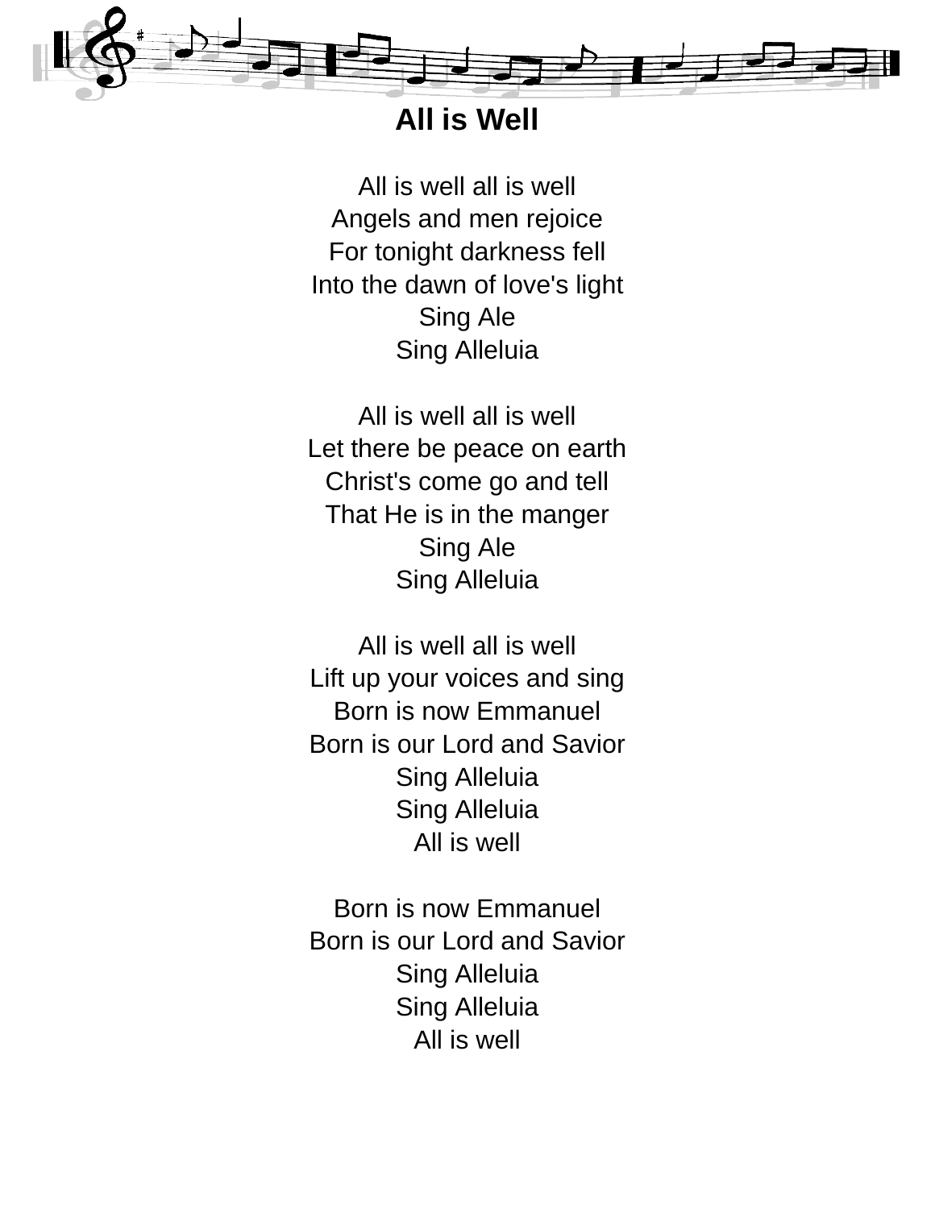# All is Well

All is well all is well
Angels and men rejoice
For tonight darkness fell
Into the dawn of love's light
Sing Ale
Sing Alleluia

All is well all is well
Let there be peace on earth
Christ's come go and tell
That He is in the manger
Sing Ale
Sing Alleluia

All is well all is well
Lift up your voices and sing
Born is now Emmanuel
Born is our Lord and Savior
Sing Alleluia
Sing Alleluia
All is well

Born is now Emmanuel
Born is our Lord and Savior
Sing Alleluia
Sing Alleluia
All is well